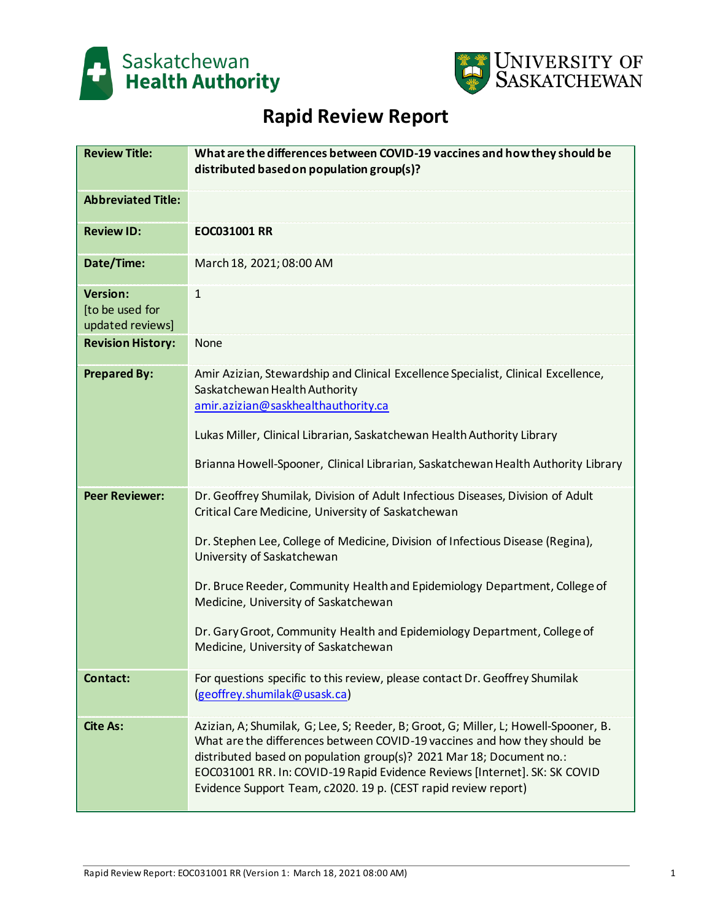Saskatchewan Health Authority

University of Saskatchewan

# Rapid Review Report

| Review Title: | What are the differences between COVID-19 vaccines and how they should be distributed based on population group(s)? |
|---|---|
| Abbreviated Title: | |
| Review ID: | EOC031001 RR |
| Date/Time: | March 18, 2021; 08:00 AM |
| Version: [to be used for updated reviews] | 1 |
| Revision History: | None |
| Prepared By: | Amir Azizian, Stewardship and Clinical Excellence Specialist, Clinical Excellence, Saskatchewan Health Authority amir.azizian@saskhealthauthority.ca<br><br>Lukas Miller, Clinical Librarian, Saskatchewan Health Authority Library<br><br>Brianna Howell-Spooner, Clinical Librarian, Saskatchewan Health Authority Library |
| Peer Reviewer: | Dr. Geoffrey Shumilak, Division of Adult Infectious Diseases, Division of Adult Critical Care Medicine, University of Saskatchewan<br><br>Dr. Stephen Lee, College of Medicine, Division of Infectious Disease (Regina), University of Saskatchewan<br><br>Dr. Bruce Reeder, Community Health and Epidemiology Department, College of Medicine, University of Saskatchewan<br><br>Dr. Gary Groot, Community Health and Epidemiology Department, College of Medicine, University of Saskatchewan |
| Contact: | For questions specific to this review, please contact Dr. Geoffrey Shumilak (geoffrey.shumilak@usask.ca) |
| Cite As: | Azizian, A; Shumilak, G; Lee, S; Reeder, B; Groot, G; Miller, L; Howell-Spooner, B. What are the differences between COVID-19 vaccines and how they should be distributed based on population group(s)? 2021 Mar 18; Document no.: EOC031001 RR. In: COVID-19 Rapid Evidence Reviews [Internet]. SK: SK COVID Evidence Support Team, c2020. 19 p. (CEST rapid review report) |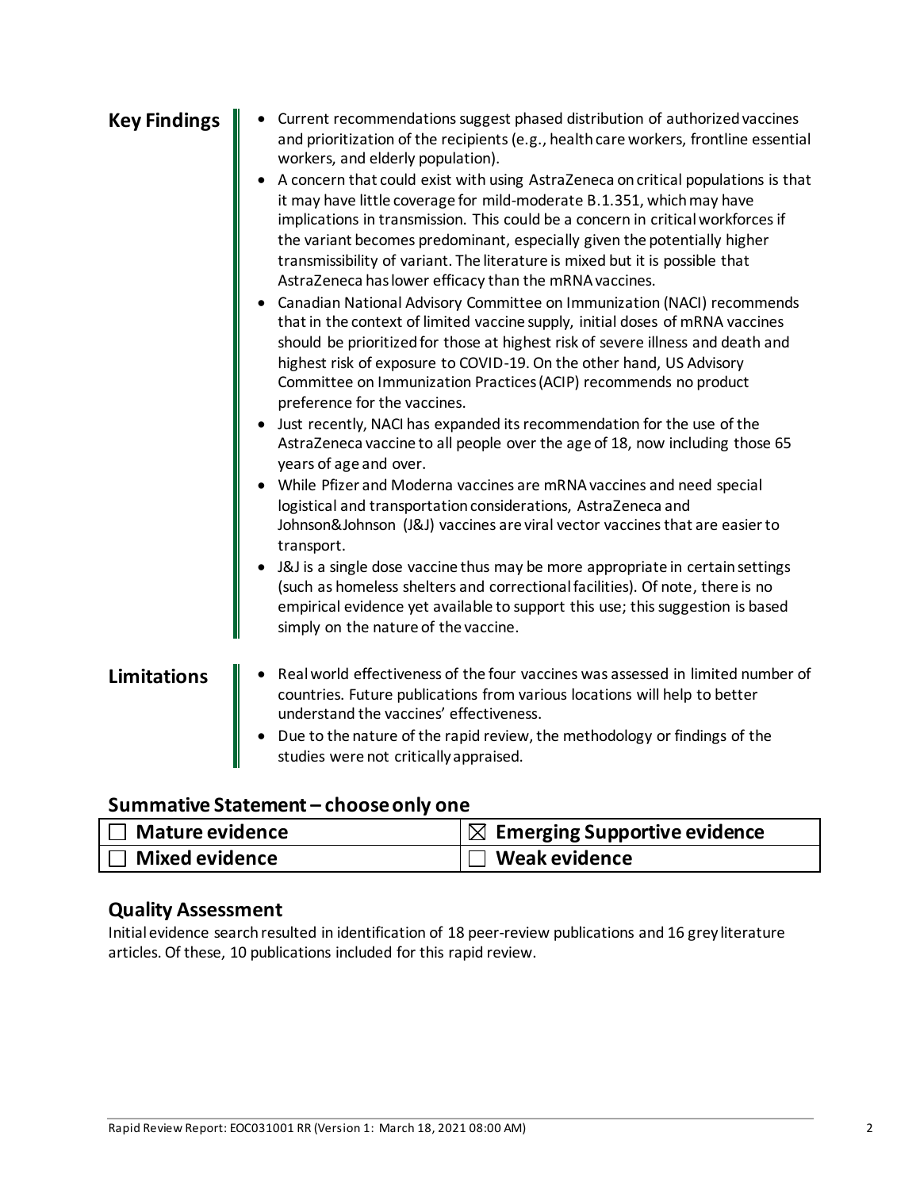## Key Findings

- Current recommendations suggest phased distribution of authorized vaccines and prioritization of the recipients (e.g., health care workers, frontline essential workers, and elderly population).
- A concern that could exist with using AstraZeneca on critical populations is that it may have little coverage for mild-moderate B.1.351, which may have implications in transmission. This could be a concern in critical workforces if the variant becomes predominant, especially given the potentially higher transmissibility of variant. The literature is mixed but it is possible that AstraZeneca has lower efficacy than the mRNA vaccines.
- Canadian National Advisory Committee on Immunization (NACI) recommends that in the context of limited vaccine supply, initial doses of mRNA vaccines should be prioritized for those at highest risk of severe illness and death and highest risk of exposure to COVID-19. On the other hand, US Advisory Committee on Immunization Practices (ACIP) recommends no product preference for the vaccines.
- Just recently, NACI has expanded its recommendation for the use of the AstraZeneca vaccine to all people over the age of 18, now including those 65 years of age and over.
- While Pfizer and Moderna vaccines are mRNA vaccines and need special logistical and transportation considerations, AstraZeneca and Johnson&Johnson (J&J) vaccines are viral vector vaccines that are easier to transport.
- J&J is a single dose vaccine thus may be more appropriate in certain settings (such as homeless shelters and correctional facilities). Of note, there is no empirical evidence yet available to support this use; this suggestion is based simply on the nature of the vaccine.

## Limitations

- Real world effectiveness of the four vaccines was assessed in limited number of countries. Future publications from various locations will help to better understand the vaccines' effectiveness.
- Due to the nature of the rapid review, the methodology or findings of the studies were not critically appraised.

## Summative Statement – choose only one

| ☐ **Mature evidence** | ☒ **Emerging Supportive evidence** |
|---|---|
| ☐ **Mixed evidence** | ☐ **Weak evidence** |

## Quality Assessment

Initial evidence search resulted in identification of 18 peer-review publications and 16 grey literature articles. Of these, 10 publications included for this rapid review.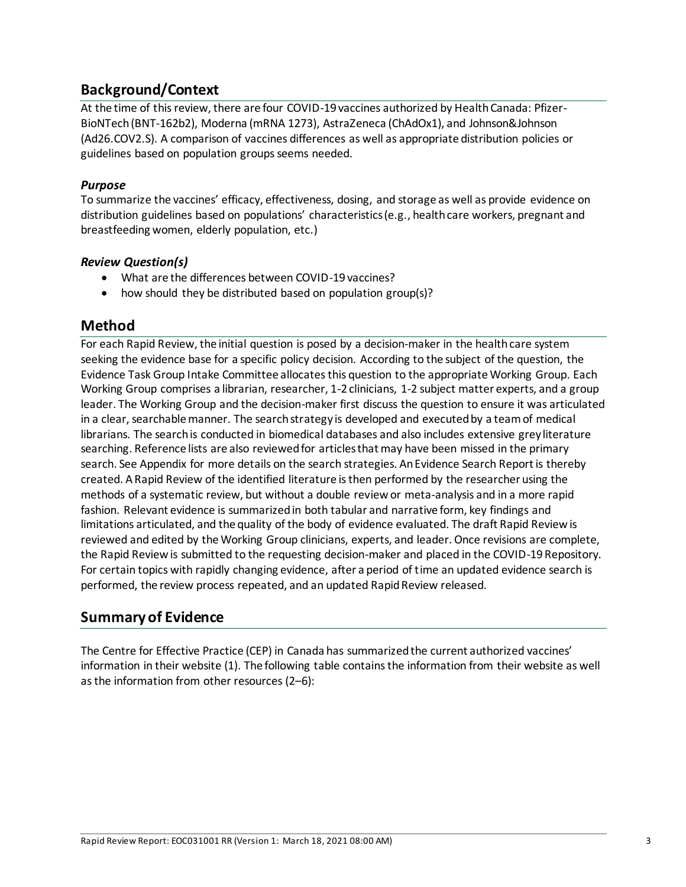## Background/Context

At the time of this review, there are four COVID-19 vaccines authorized by Health Canada: Pfizer-BioNTech (BNT-162b2), Moderna (mRNA 1273), AstraZeneca (ChAdOx1), and Johnson&Johnson (Ad26.COV2.S). A comparison of vaccines differences as well as appropriate distribution policies or guidelines based on population groups seems needed.

### *Purpose*

To summarize the vaccines' efficacy, effectiveness, dosing, and storage as well as provide evidence on distribution guidelines based on populations' characteristics (e.g., health care workers, pregnant and breastfeeding women, elderly population, etc.)

### *Review Question(s)*

- What are the differences between COVID-19 vaccines?
- how should they be distributed based on population group(s)?

## Method

For each Rapid Review, the initial question is posed by a decision-maker in the health care system seeking the evidence base for a specific policy decision. According to the subject of the question, the Evidence Task Group Intake Committee allocates this question to the appropriate Working Group. Each Working Group comprises a librarian, researcher, 1-2 clinicians, 1-2 subject matter experts, and a group leader. The Working Group and the decision-maker first discuss the question to ensure it was articulated in a clear, searchable manner. The search strategy is developed and executed by a team of medical librarians. The search is conducted in biomedical databases and also includes extensive grey literature searching. Reference lists are also reviewed for articles that may have been missed in the primary search. See Appendix for more details on the search strategies. An Evidence Search Report is thereby created. A Rapid Review of the identified literature is then performed by the researcher using the methods of a systematic review, but without a double review or meta-analysis and in a more rapid fashion. Relevant evidence is summarized in both tabular and narrative form, key findings and limitations articulated, and the quality of the body of evidence evaluated. The draft Rapid Review is reviewed and edited by the Working Group clinicians, experts, and leader. Once revisions are complete, the Rapid Review is submitted to the requesting decision-maker and placed in the COVID-19 Repository. For certain topics with rapidly changing evidence, after a period of time an updated evidence search is performed, the review process repeated, and an updated Rapid Review released.

## Summary of Evidence

The Centre for Effective Practice (CEP) in Canada has summarized the current authorized vaccines' information in their website (1). The following table contains the information from their website as well as the information from other resources (2–6):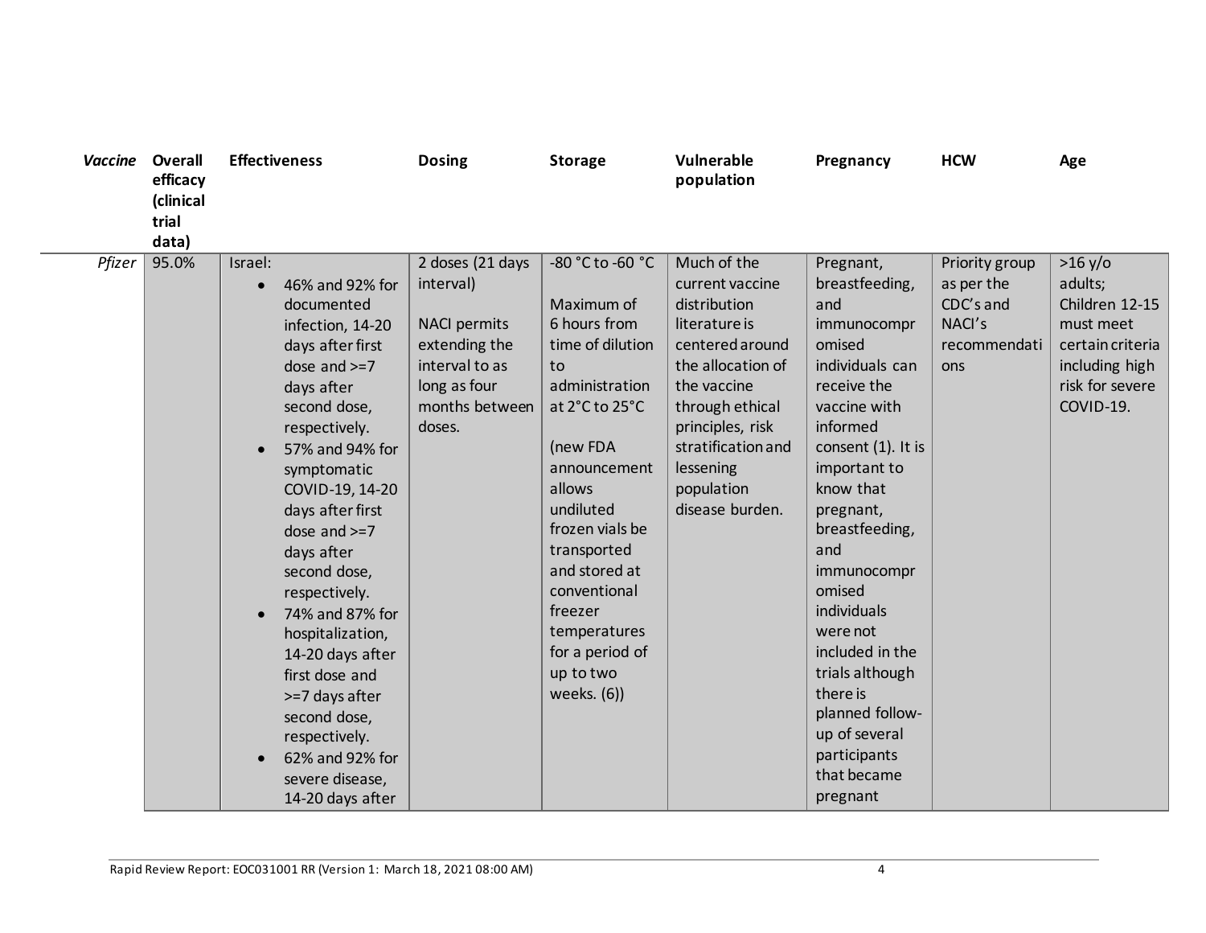| *Vaccine* | Overall efficacy (clinical trial data) | Effectiveness | Dosing | Storage | Vulnerable population | Pregnancy | HCW | Age |
|---|---|---|---|---|---|---|---|---|
| *Pfizer* | 95.0% | Israel:<br>• 46% and 92% for documented infection, 14-20 days after first dose and >=7 days after second dose, respectively.<br>• 57% and 94% for symptomatic COVID-19, 14-20 days after first dose and >=7 days after second dose, respectively.<br>• 74% and 87% for hospitalization, 14-20 days after first dose and >=7 days after second dose, respectively.<br>• 62% and 92% for severe disease, 14-20 days after | 2 doses (21 days interval)<br><br>NACI permits extending the interval to as long as four months between doses. | -80 °C to -60 °C<br><br>Maximum of 6 hours from time of dilution to administration at 2°C to 25°C<br><br>(new FDA announcement allows undiluted frozen vials be transported and stored at conventional freezer temperatures for a period of up to two weeks. (6)) | Much of the current vaccine distribution literature is centered around the allocation of the vaccine through ethical principles, risk stratification and lessening population disease burden. | Pregnant, breastfeeding, and immunocompromised individuals can receive the vaccine with informed consent (1). It is important to know that pregnant, breastfeeding, and immunocompromised individuals were not included in the trials although there is planned follow-up of several participants that became pregnant | Priority group as per the CDC's and NACI's recommendations | >16 y/o adults; Children 12-15 must meet certain criteria including high risk for severe COVID-19. |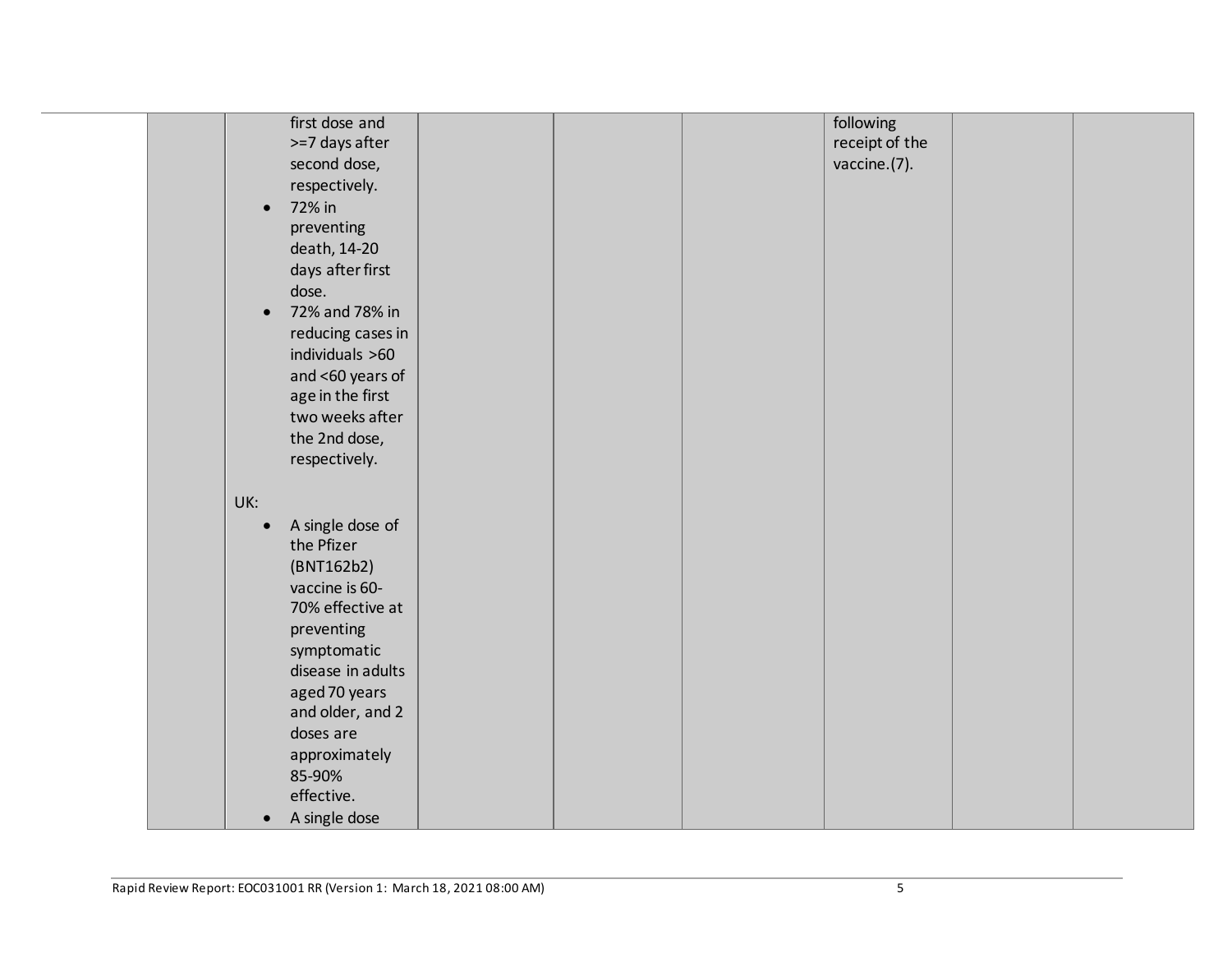| | | | | | | | |
|---|---|---|---|---|---|---|---|
| | first dose and >=7 days after second dose, respectively.<br>• 72% in preventing death, 14-20 days after first dose.<br>• 72% and 78% in reducing cases in individuals >60 and <60 years of age in the first two weeks after the 2nd dose, respectively.<br><br>UK:<br>• A single dose of the Pfizer (BNT162b2) vaccine is 60-70% effective at preventing symptomatic disease in adults aged 70 years and older, and 2 doses are approximately 85-90% effective.<br>• A single dose | | | | following receipt of the vaccine.(7). | | |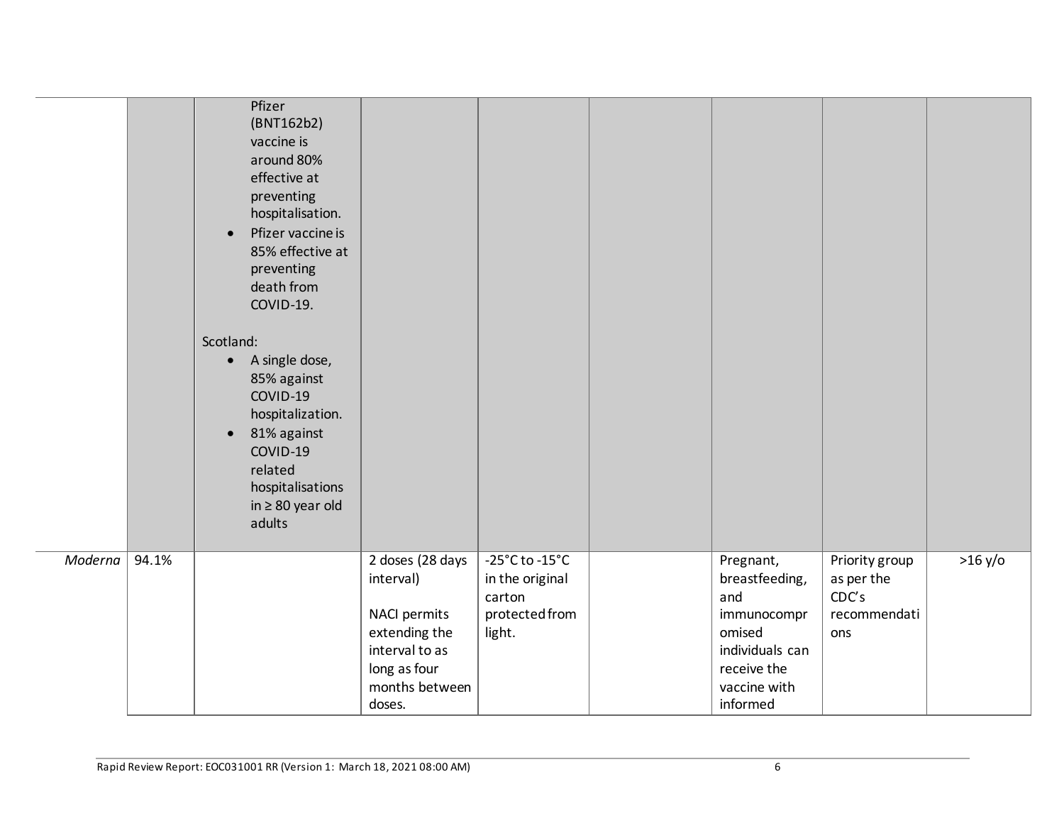| | | | | | | | | |
|---|---|---|---|---|---|---|---|---|
| | | Pfizer (BNT162b2) vaccine is around 80% effective at preventing hospitalisation.<br>• Pfizer vaccine is 85% effective at preventing death from COVID-19.<br><br>Scotland:<br>• A single dose, 85% against COVID-19 hospitalization.<br>• 81% against COVID-19 related hospitalisations in ≥ 80 year old adults | | | | | | |
| *Moderna* | 94.1% | | 2 doses (28 days interval)<br><br>NACI permits extending the interval to as long as four months between doses. | -25°C to -15°C in the original carton protected from light. | | Pregnant, breastfeeding, and immunocompromised individuals can receive the vaccine with informed | Priority group as per the CDC's recommendations | >16 y/o |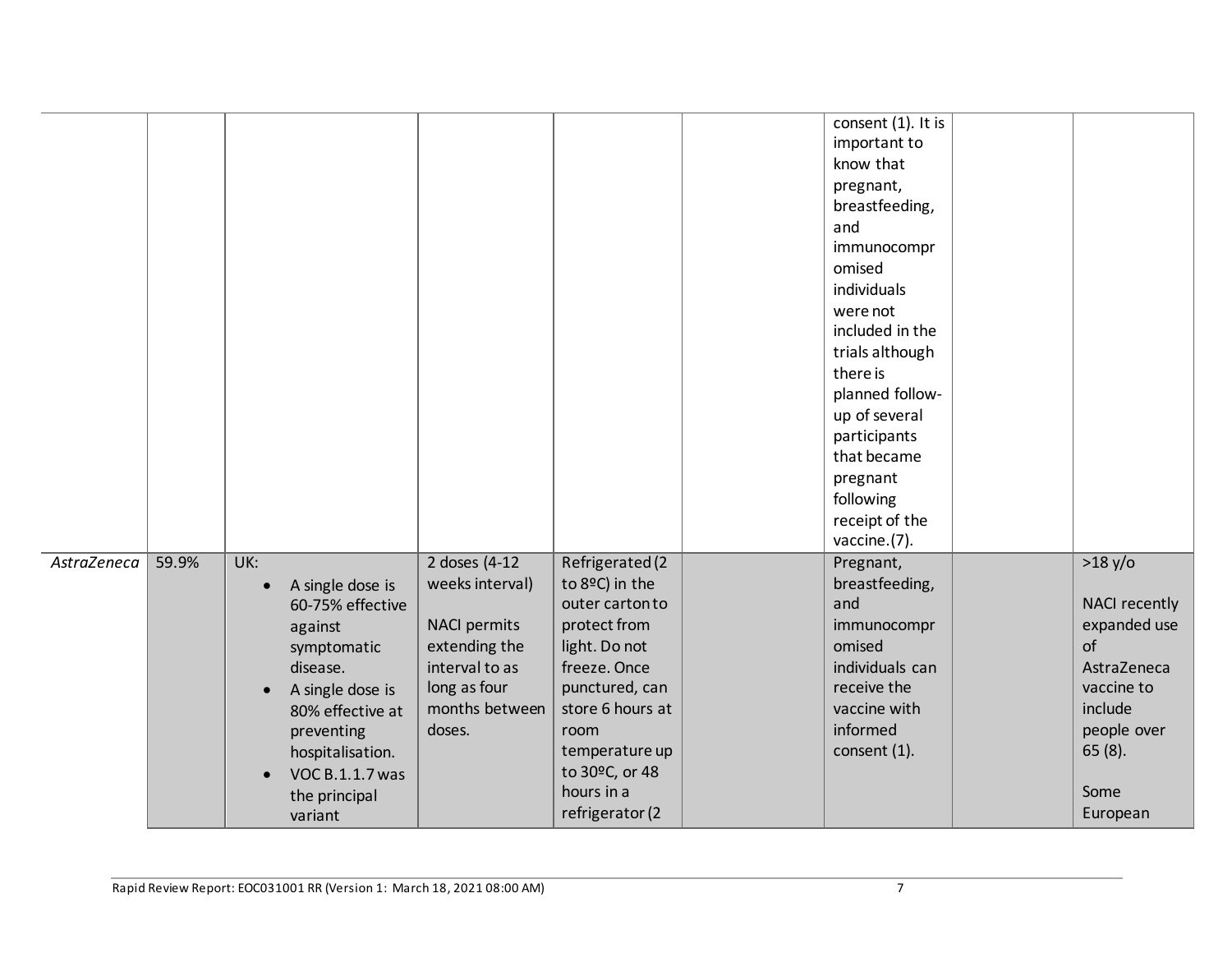|  |  |  |  |  |  |  |  |  |
|---|---|---|---|---|---|---|---|---|
|  |  |  |  |  |  | consent (1). It is important to know that pregnant, breastfeeding, and immunocompromised individuals were not included in the trials although there is planned follow-up of several participants that became pregnant following receipt of the vaccine.(7). |  |  |
| *AstraZeneca* | 59.9% | UK:<br>• A single dose is 60-75% effective against symptomatic disease.<br>• A single dose is 80% effective at preventing hospitalisation.<br>• VOC B.1.1.7 was the principal variant | 2 doses (4-12 weeks interval)<br><br>NACI permits extending the interval to as long as four months between doses. | Refrigerated (2 to 8ºC) in the outer carton to protect from light. Do not freeze. Once punctured, can store 6 hours at room temperature up to 30ºC, or 48 hours in a refrigerator (2 |  | Pregnant, breastfeeding, and immunocompromised individuals can receive the vaccine with informed consent (1). |  | >18 y/o<br><br>NACI recently expanded use of AstraZeneca vaccine to include people over 65 (8).<br><br>Some European |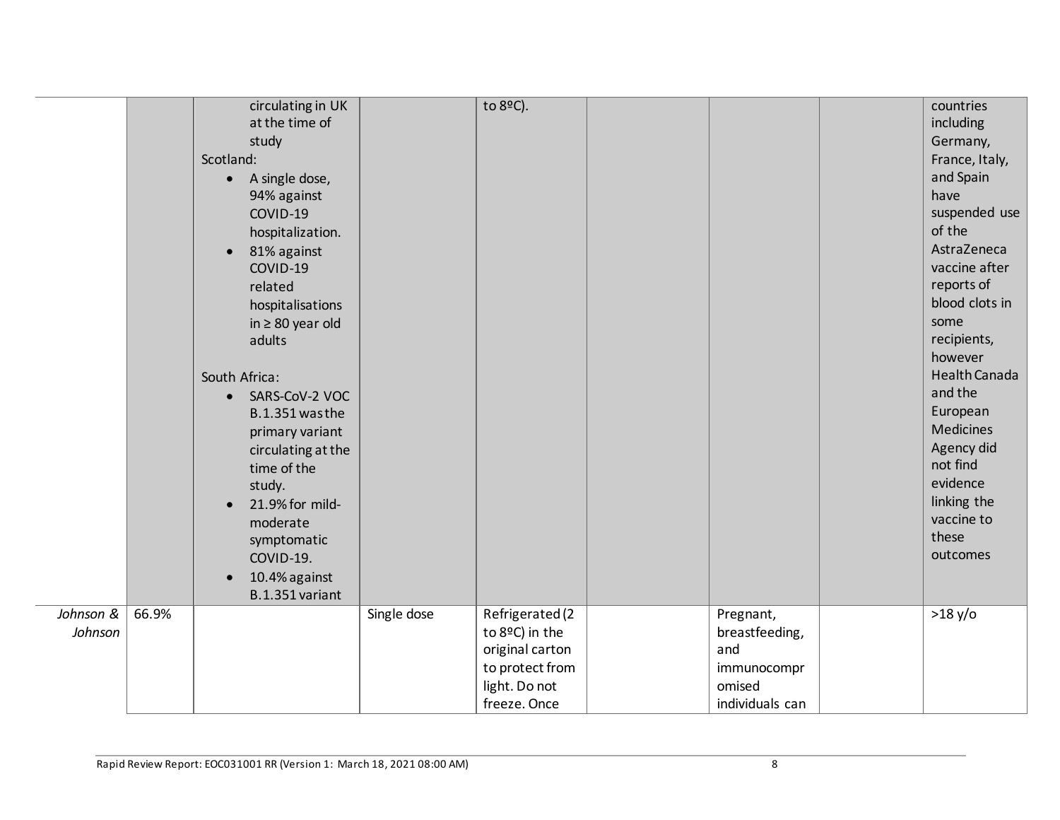| | | | | | | | | |
|---|---|---|---|---|---|---|---|---|
| | | circulating in UK at the time of study<br>Scotland:<br>• A single dose, 94% against COVID-19 hospitalization.<br>• 81% against COVID-19 related hospitalisations in ≥ 80 year old adults<br><br>South Africa:<br>• SARS-CoV-2 VOC B.1.351 was the primary variant circulating at the time of the study.<br>• 21.9% for mild-moderate symptomatic COVID-19.<br>• 10.4% against B.1.351 variant | | to 8ºC). | | | | countries including Germany, France, Italy, and Spain have suspended use of the AstraZeneca vaccine after reports of blood clots in some recipients, however Health Canada and the European Medicines Agency did not find evidence linking the vaccine to these outcomes |
| *Johnson & Johnson* | 66.9% | | Single dose | Refrigerated (2 to 8ºC) in the original carton to protect from light. Do not freeze. Once | | Pregnant, breastfeeding, and immunocompromised individuals can | | >18 y/o |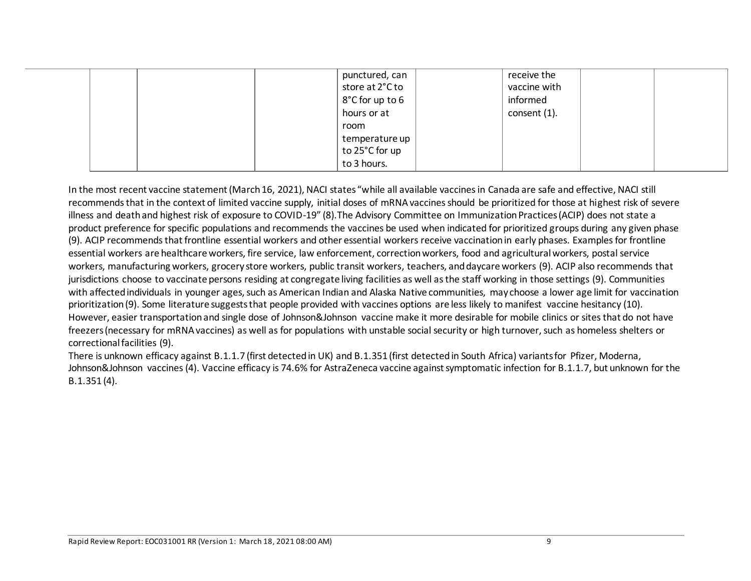| | | | | | | | |
|---|---|---|---|---|---|---|---|
| | | | punctured, can store at 2°C to 8°C for up to 6 hours or at room temperature up to 25°C for up to 3 hours. | | receive the vaccine with informed consent (1). | | |

In the most recent vaccine statement (March 16, 2021), NACI states "while all available vaccines in Canada are safe and effective, NACI still recommends that in the context of limited vaccine supply, initial doses of mRNA vaccines should be prioritized for those at highest risk of severe illness and death and highest risk of exposure to COVID-19" (8). The Advisory Committee on Immunization Practices (ACIP) does not state a product preference for specific populations and recommends the vaccines be used when indicated for prioritized groups during any given phase (9). ACIP recommends that frontline essential workers and other essential workers receive vaccination in early phases. Examples for frontline essential workers are healthcare workers, fire service, law enforcement, correction workers, food and agricultural workers, postal service workers, manufacturing workers, grocery store workers, public transit workers, teachers, and daycare workers (9). ACIP also recommends that jurisdictions choose to vaccinate persons residing at congregate living facilities as well as the staff working in those settings (9). Communities with affected individuals in younger ages, such as American Indian and Alaska Native communities, may choose a lower age limit for vaccination prioritization (9). Some literature suggests that people provided with vaccines options are less likely to manifest vaccine hesitancy (10). However, easier transportation and single dose of Johnson&Johnson vaccine make it more desirable for mobile clinics or sites that do not have freezers (necessary for mRNA vaccines) as well as for populations with unstable social security or high turnover, such as homeless shelters or correctional facilities (9).

There is unknown efficacy against B.1.1.7 (first detected in UK) and B.1.351 (first detected in South Africa) variants for Pfizer, Moderna, Johnson&Johnson vaccines (4). Vaccine efficacy is 74.6% for AstraZeneca vaccine against symptomatic infection for B.1.1.7, but unknown for the B.1.351 (4).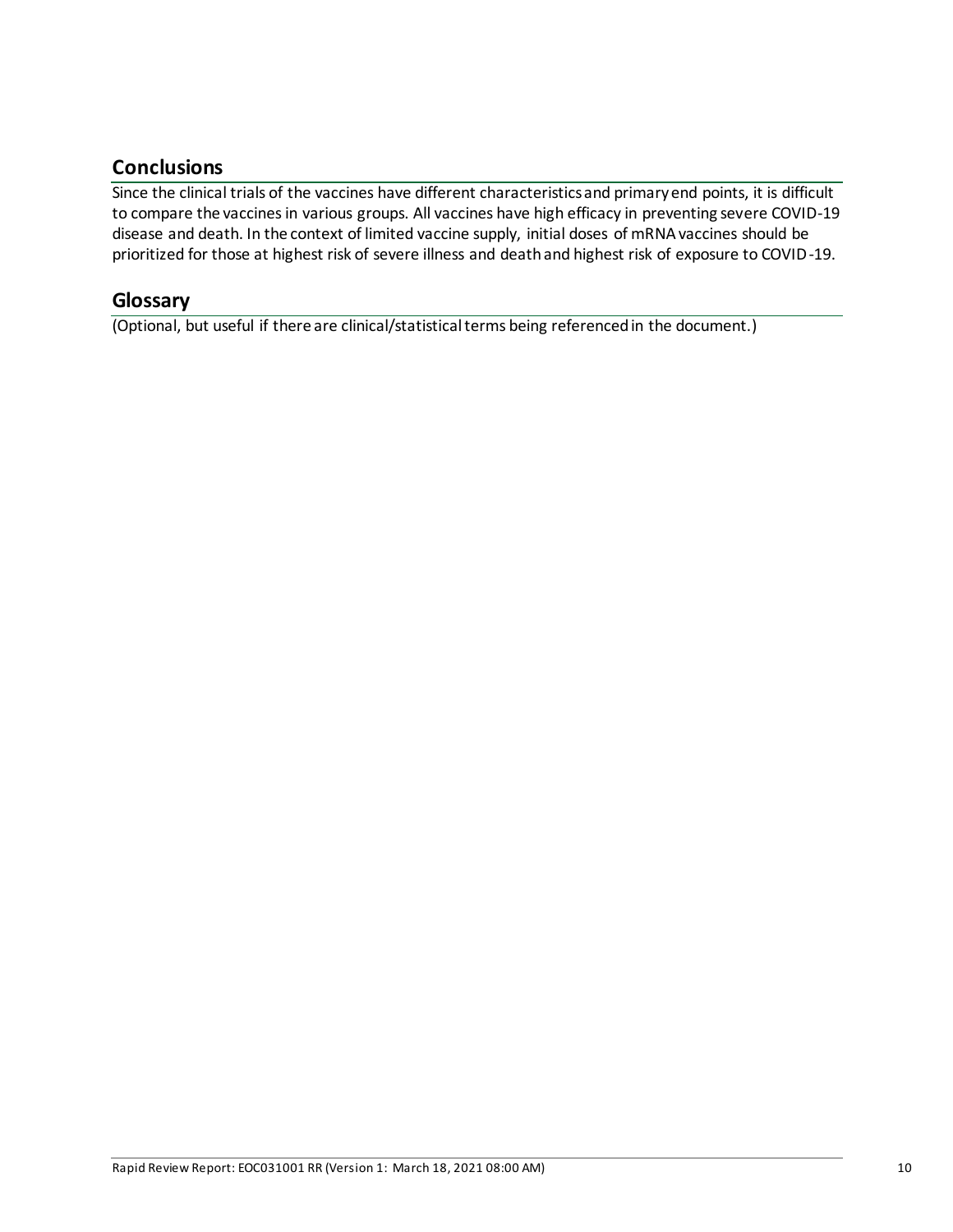## Conclusions

Since the clinical trials of the vaccines have different characteristics and primary end points, it is difficult to compare the vaccines in various groups. All vaccines have high efficacy in preventing severe COVID-19 disease and death. In the context of limited vaccine supply, initial doses of mRNA vaccines should be prioritized for those at highest risk of severe illness and death and highest risk of exposure to COVID-19.

## Glossary

(Optional, but useful if there are clinical/statistical terms being referenced in the document.)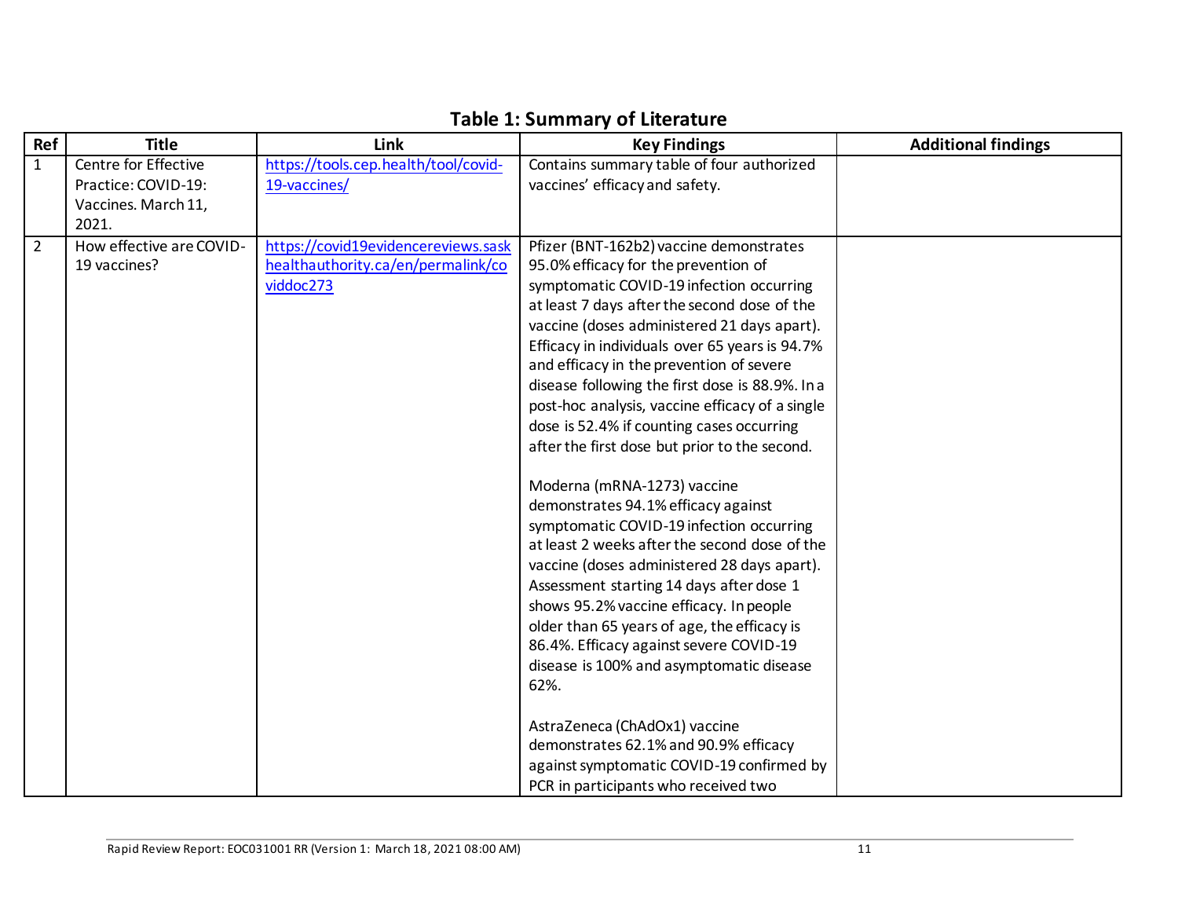**Table 1: Summary of Literature**

| Ref | Title | Link | Key Findings | Additional findings |
|---|---|---|---|---|
| 1 | Centre for Effective Practice: COVID-19: Vaccines. March 11, 2021. | https://tools.cep.health/tool/covid-19-vaccines/ | Contains summary table of four authorized vaccines' efficacy and safety. | |
| 2 | How effective are COVID-19 vaccines? | https://covid19evidencereviews.saskhealthauthority.ca/en/permalink/coviddoc273 | Pfizer (BNT-162b2) vaccine demonstrates 95.0% efficacy for the prevention of symptomatic COVID-19 infection occurring at least 7 days after the second dose of the vaccine (doses administered 21 days apart). Efficacy in individuals over 65 years is 94.7% and efficacy in the prevention of severe disease following the first dose is 88.9%. In a post-hoc analysis, vaccine efficacy of a single dose is 52.4% if counting cases occurring after the first dose but prior to the second.<br><br>Moderna (mRNA-1273) vaccine demonstrates 94.1% efficacy against symptomatic COVID-19 infection occurring at least 2 weeks after the second dose of the vaccine (doses administered 28 days apart). Assessment starting 14 days after dose 1 shows 95.2% vaccine efficacy. In people older than 65 years of age, the efficacy is 86.4%. Efficacy against severe COVID-19 disease is 100% and asymptomatic disease 62%.<br><br>AstraZeneca (ChAdOx1) vaccine demonstrates 62.1% and 90.9% efficacy against symptomatic COVID-19 confirmed by PCR in participants who received two | |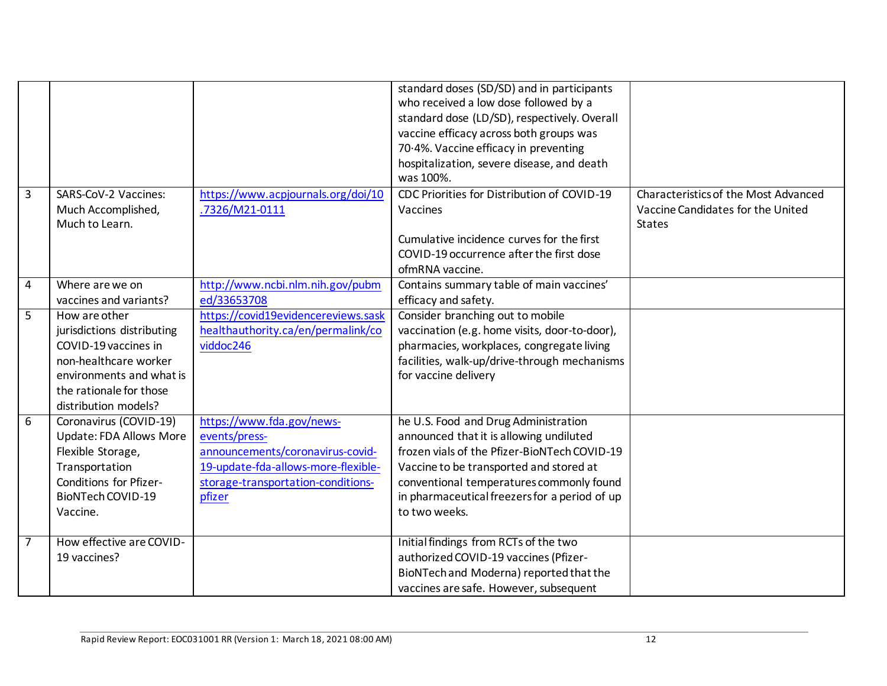| | | | | |
|---|---|---|---|---|
| | | | standard doses (SD/SD) and in participants who received a low dose followed by a standard dose (LD/SD), respectively. Overall vaccine efficacy across both groups was 70·4%. Vaccine efficacy in preventing hospitalization, severe disease, and death was 100%. | |
| 3 | SARS-CoV-2 Vaccines: Much Accomplished, Much to Learn. | https://www.acpjournals.org/doi/10.7326/M21-0111 | CDC Priorities for Distribution of COVID-19 Vaccines<br><br>Cumulative incidence curves for the first COVID-19 occurrence after the first dose ofmRNA vaccine. | Characteristics of the Most Advanced Vaccine Candidates for the United States |
| 4 | Where are we on vaccines and variants? | http://www.ncbi.nlm.nih.gov/pubmed/33653708 | Contains summary table of main vaccines' efficacy and safety. | |
| 5 | How are other jurisdictions distributing COVID-19 vaccines in non-healthcare worker environments and what is the rationale for those distribution models? | https://covid19evidencereviews.saskhealthauthority.ca/en/permalink/coviddoc246 | Consider branching out to mobile vaccination (e.g. home visits, door-to-door), pharmacies, workplaces, congregate living facilities, walk-up/drive-through mechanisms for vaccine delivery | |
| 6 | Coronavirus (COVID-19) Update: FDA Allows More Flexible Storage, Transportation Conditions for Pfizer-BioNTech COVID-19 Vaccine. | https://www.fda.gov/news-events/press-announcements/coronavirus-covid-19-update-fda-allows-more-flexible-storage-transportation-conditions-pfizer | he U.S. Food and Drug Administration announced that it is allowing undiluted frozen vials of the Pfizer-BioNTech COVID-19 Vaccine to be transported and stored at conventional temperatures commonly found in pharmaceutical freezers for a period of up to two weeks. | |
| 7 | How effective are COVID-19 vaccines? | | Initial findings from RCTs of the two authorized COVID-19 vaccines (Pfizer-BioNTech and Moderna) reported that the vaccines are safe. However, subsequent | |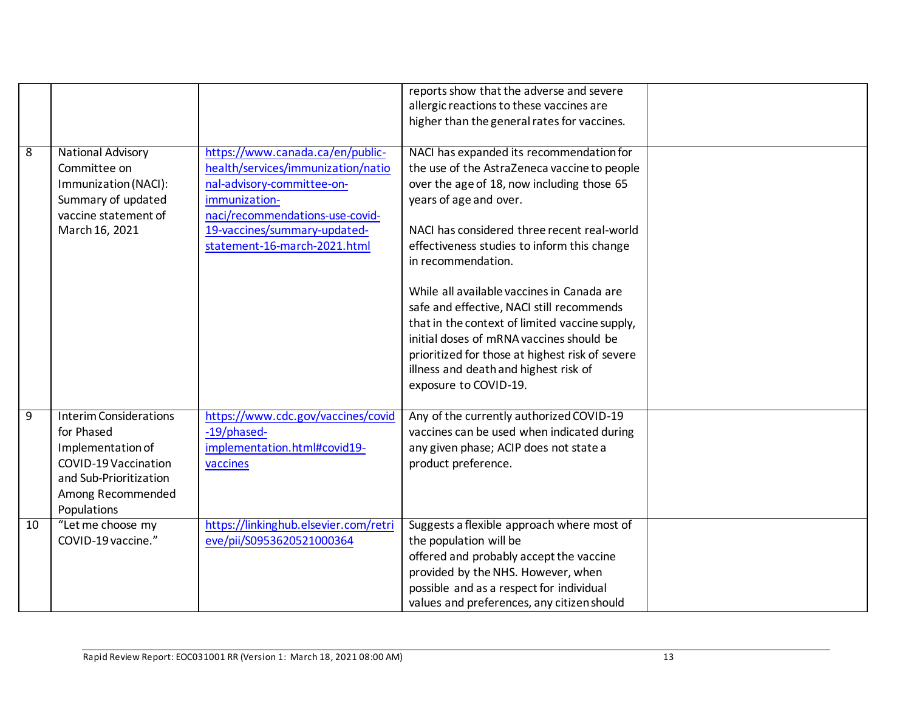| | | | | |
|---|---|---|---|---|
| | | | reports show that the adverse and severe allergic reactions to these vaccines are higher than the general rates for vaccines. | |
| 8 | National Advisory Committee on Immunization (NACI): Summary of updated vaccine statement of March 16, 2021 | https://www.canada.ca/en/public-health/services/immunization/national-advisory-committee-on-immunization-naci/recommendations-use-covid-19-vaccines/summary-updated-statement-16-march-2021.html | NACI has expanded its recommendation for the use of the AstraZeneca vaccine to people over the age of 18, now including those 65 years of age and over.<br><br>NACI has considered three recent real-world effectiveness studies to inform this change in recommendation.<br><br>While all available vaccines in Canada are safe and effective, NACI still recommends that in the context of limited vaccine supply, initial doses of mRNA vaccines should be prioritized for those at highest risk of severe illness and death and highest risk of exposure to COVID-19. | |
| 9 | Interim Considerations for Phased Implementation of COVID-19 Vaccination and Sub-Prioritization Among Recommended Populations | https://www.cdc.gov/vaccines/covid-19/phased-implementation.html#covid19-vaccines | Any of the currently authorized COVID-19 vaccines can be used when indicated during any given phase; ACIP does not state a product preference. | |
| 10 | "Let me choose my COVID-19 vaccine." | https://linkinghub.elsevier.com/retrieve/pii/S0953620521000364 | Suggests a flexible approach where most of the population will be offered and probably accept the vaccine provided by the NHS. However, when possible and as a respect for individual values and preferences, any citizen should | |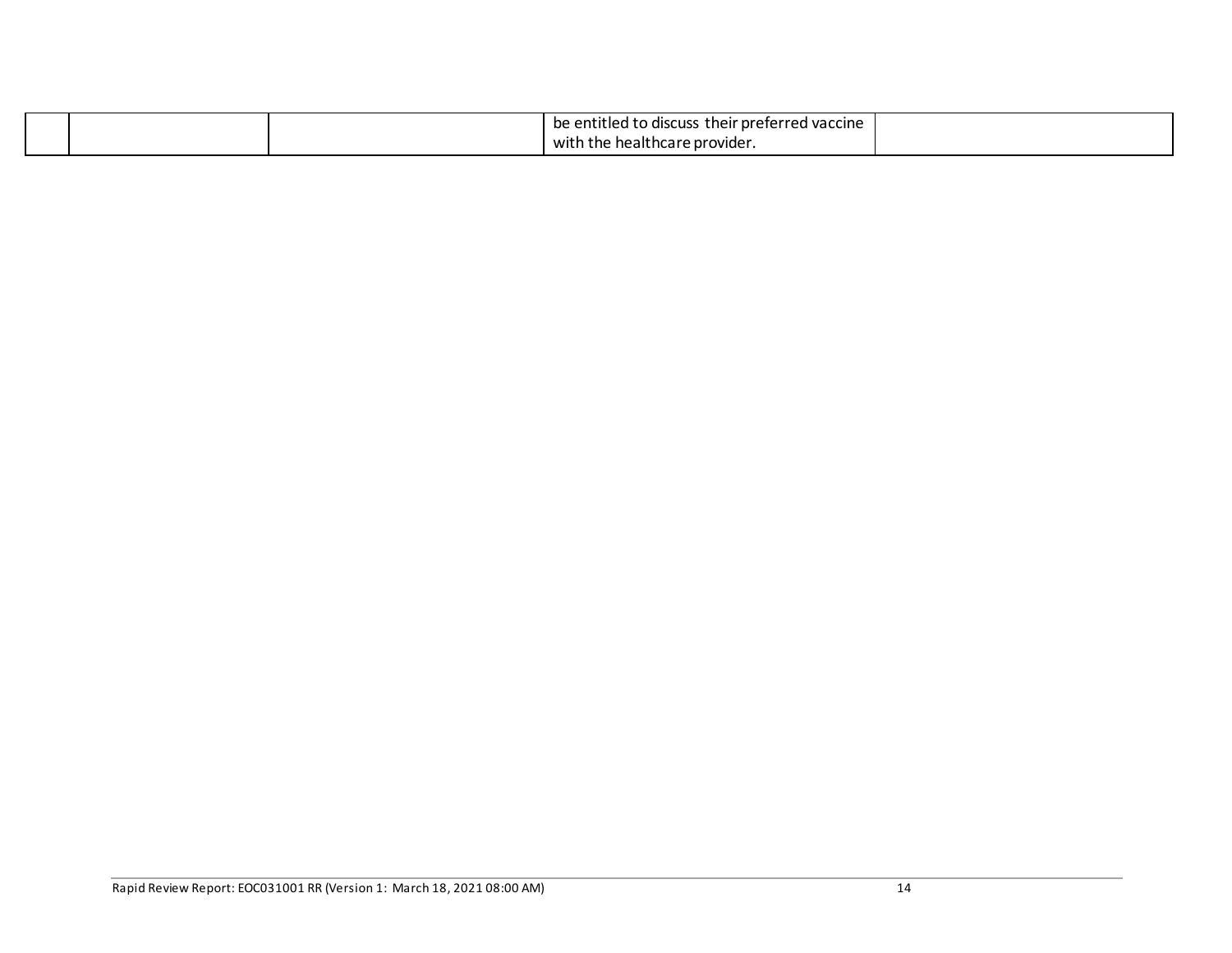| | | | | |
|---|---|---|---|---|
| | | | be entitled to discuss their preferred vaccine with the healthcare provider. | |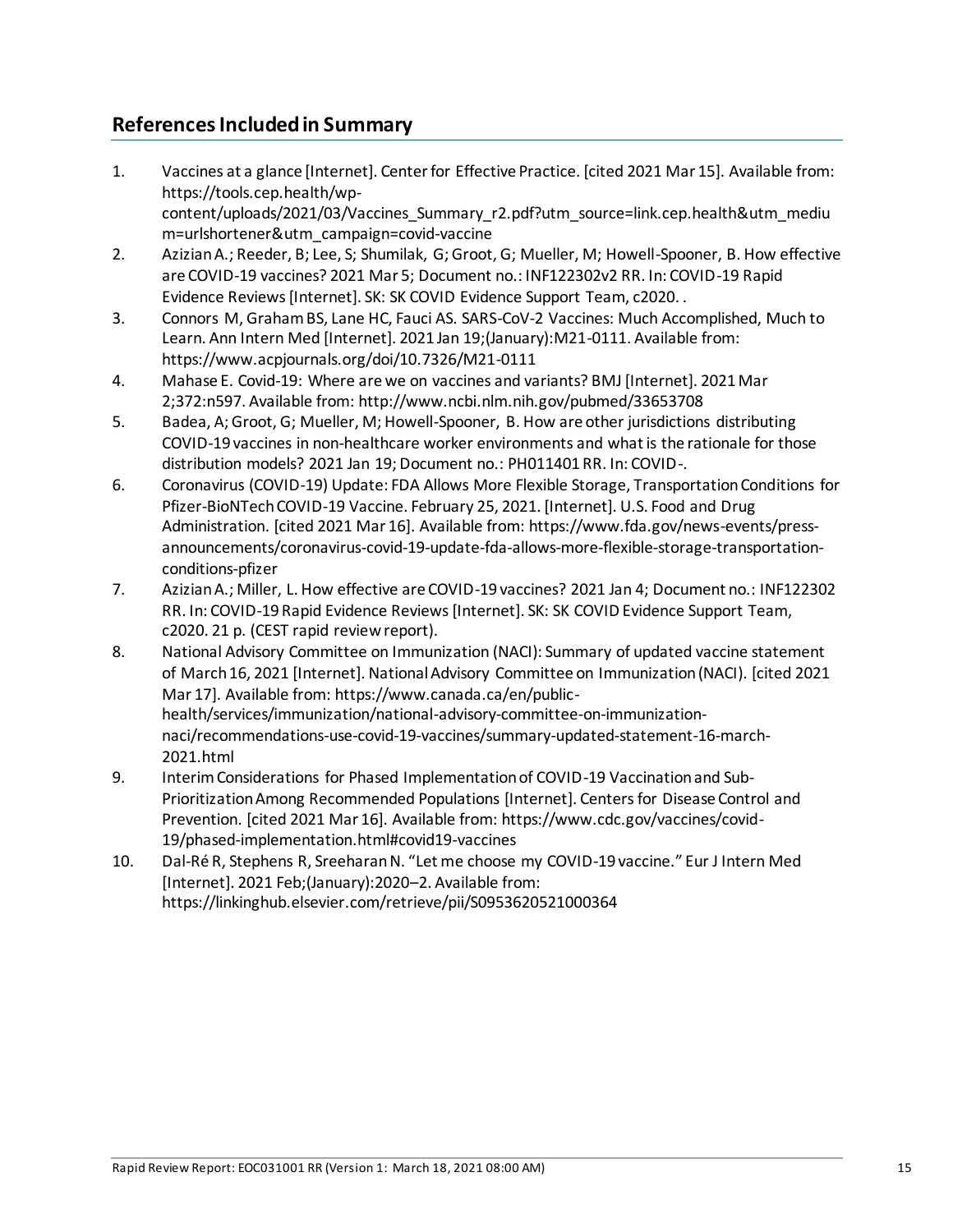## References Included in Summary

1. Vaccines at a glance [Internet]. Center for Effective Practice. [cited 2021 Mar 15]. Available from: https://tools.cep.health/wp-content/uploads/2021/03/Vaccines_Summary_r2.pdf?utm_source=link.cep.health&utm_medium=urlshortener&utm_campaign=covid-vaccine
2. Azizian A.; Reeder, B; Lee, S; Shumilak, G; Groot, G; Mueller, M; Howell-Spooner, B. How effective are COVID-19 vaccines? 2021 Mar 5; Document no.: INF122302v2 RR. In: COVID-19 Rapid Evidence Reviews [Internet]. SK: SK COVID Evidence Support Team, c2020. .
3. Connors M, Graham BS, Lane HC, Fauci AS. SARS-CoV-2 Vaccines: Much Accomplished, Much to Learn. Ann Intern Med [Internet]. 2021 Jan 19;(January):M21-0111. Available from: https://www.acpjournals.org/doi/10.7326/M21-0111
4. Mahase E. Covid-19: Where are we on vaccines and variants? BMJ [Internet]. 2021 Mar 2;372:n597. Available from: http://www.ncbi.nlm.nih.gov/pubmed/33653708
5. Badea, A; Groot, G; Mueller, M; Howell-Spooner, B. How are other jurisdictions distributing COVID-19 vaccines in non-healthcare worker environments and what is the rationale for those distribution models? 2021 Jan 19; Document no.: PH011401 RR. In: COVID-.
6. Coronavirus (COVID-19) Update: FDA Allows More Flexible Storage, Transportation Conditions for Pfizer-BioNTech COVID-19 Vaccine. February 25, 2021. [Internet]. U.S. Food and Drug Administration. [cited 2021 Mar 16]. Available from: https://www.fda.gov/news-events/press-announcements/coronavirus-covid-19-update-fda-allows-more-flexible-storage-transportation-conditions-pfizer
7. Azizian A.; Miller, L. How effective are COVID-19 vaccines? 2021 Jan 4; Document no.: INF122302 RR. In: COVID-19 Rapid Evidence Reviews [Internet]. SK: SK COVID Evidence Support Team, c2020. 21 p. (CEST rapid review report).
8. National Advisory Committee on Immunization (NACI): Summary of updated vaccine statement of March 16, 2021 [Internet]. National Advisory Committee on Immunization (NACI). [cited 2021 Mar 17]. Available from: https://www.canada.ca/en/public-health/services/immunization/national-advisory-committee-on-immunization-naci/recommendations-use-covid-19-vaccines/summary-updated-statement-16-march-2021.html
9. Interim Considerations for Phased Implementation of COVID-19 Vaccination and Sub-Prioritization Among Recommended Populations [Internet]. Centers for Disease Control and Prevention. [cited 2021 Mar 16]. Available from: https://www.cdc.gov/vaccines/covid-19/phased-implementation.html#covid19-vaccines
10. Dal-Ré R, Stephens R, Sreeharan N. "Let me choose my COVID-19 vaccine." Eur J Intern Med [Internet]. 2021 Feb;(January):2020–2. Available from: https://linkinghub.elsevier.com/retrieve/pii/S0953620521000364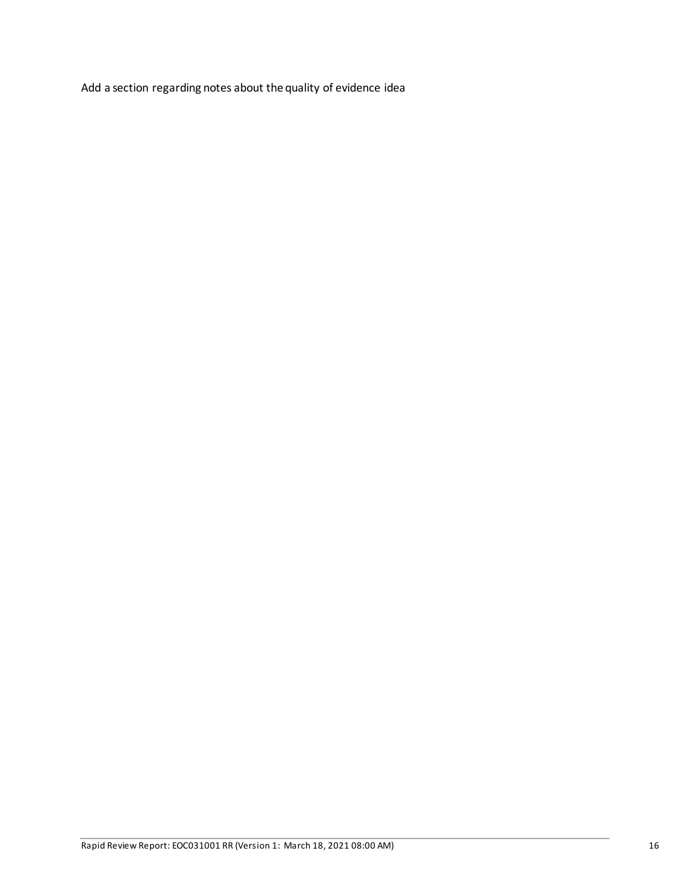Add a section regarding notes about the quality of evidence idea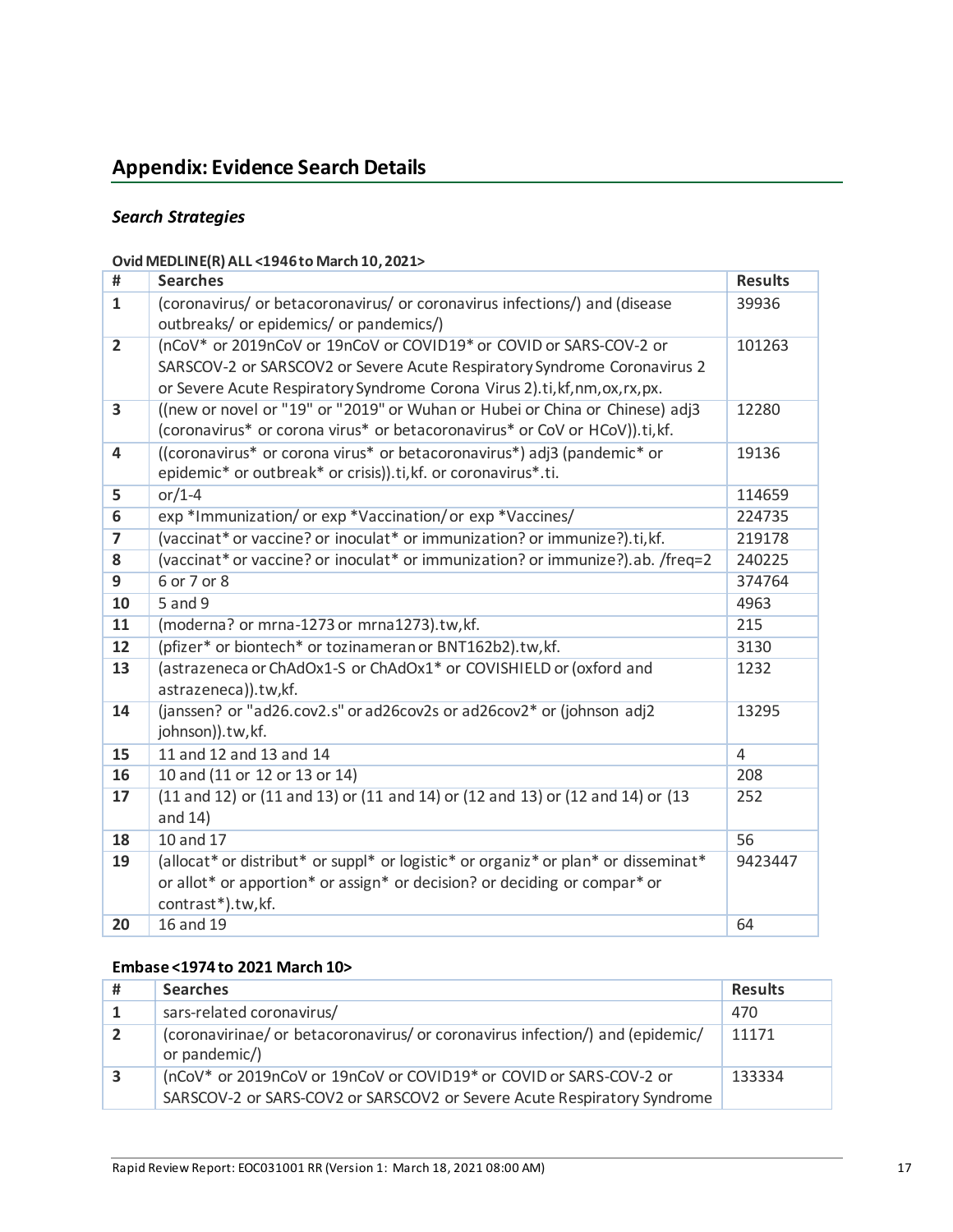## Appendix: Evidence Search Details

### *Search Strategies*

**Ovid MEDLINE(R) ALL <1946 to March 10, 2021>**

| # | Searches | Results |
|---|---|---|
| **1** | (coronavirus/ or betacoronavirus/ or coronavirus infections/) and (disease outbreaks/ or epidemics/ or pandemics/) | 39936 |
| **2** | (nCoV* or 2019nCoV or 19nCoV or COVID19* or COVID or SARS-COV-2 or SARSCOV-2 or SARSCOV2 or Severe Acute Respiratory Syndrome Coronavirus 2 or Severe Acute Respiratory Syndrome Corona Virus 2).ti,kf,nm,ox,rx,px. | 101263 |
| **3** | ((new or novel or "19" or "2019" or Wuhan or Hubei or China or Chinese) adj3 (coronavirus* or corona virus* or betacoronavirus* or CoV or HCoV)).ti,kf. | 12280 |
| **4** | ((coronavirus* or corona virus* or betacoronavirus*) adj3 (pandemic* or epidemic* or outbreak* or crisis)).ti,kf. or coronavirus*.ti. | 19136 |
| **5** | or/1-4 | 114659 |
| **6** | exp *Immunization/ or exp *Vaccination/ or exp *Vaccines/ | 224735 |
| **7** | (vaccinat* or vaccine? or inoculat* or immunization? or immunize?).ti,kf. | 219178 |
| **8** | (vaccinat* or vaccine? or inoculat* or immunization? or immunize?).ab. /freq=2 | 240225 |
| **9** | 6 or 7 or 8 | 374764 |
| **10** | 5 and 9 | 4963 |
| **11** | (moderna? or mrna-1273 or mrna1273).tw,kf. | 215 |
| **12** | (pfizer* or biontech* or tozinameran or BNT162b2).tw,kf. | 3130 |
| **13** | (astrazeneca or ChAdOx1-S or ChAdOx1* or COVISHIELD or (oxford and astrazeneca)).tw,kf. | 1232 |
| **14** | (janssen? or "ad26.cov2.s" or ad26cov2s or ad26cov2* or (johnson adj2 johnson)).tw,kf. | 13295 |
| **15** | 11 and 12 and 13 and 14 | 4 |
| **16** | 10 and (11 or 12 or 13 or 14) | 208 |
| **17** | (11 and 12) or (11 and 13) or (11 and 14) or (12 and 13) or (12 and 14) or (13 and 14) | 252 |
| **18** | 10 and 17 | 56 |
| **19** | (allocat* or distribut* or suppl* or logistic* or organiz* or plan* or disseminat* or allot* or apportion* or assign* or decision? or deciding or compar* or contrast*).tw,kf. | 9423447 |
| **20** | 16 and 19 | 64 |

**Embase <1974 to 2021 March 10>**

| # | Searches | Results |
|---|---|---|
| **1** | sars-related coronavirus/ | 470 |
| **2** | (coronavirinae/ or betacoronavirus/ or coronavirus infection/) and (epidemic/ or pandemic/) | 11171 |
| **3** | (nCoV* or 2019nCoV or 19nCoV or COVID19* or COVID or SARS-COV-2 or SARSCOV-2 or SARS-COV2 or SARSCOV2 or Severe Acute Respiratory Syndrome | 133334 |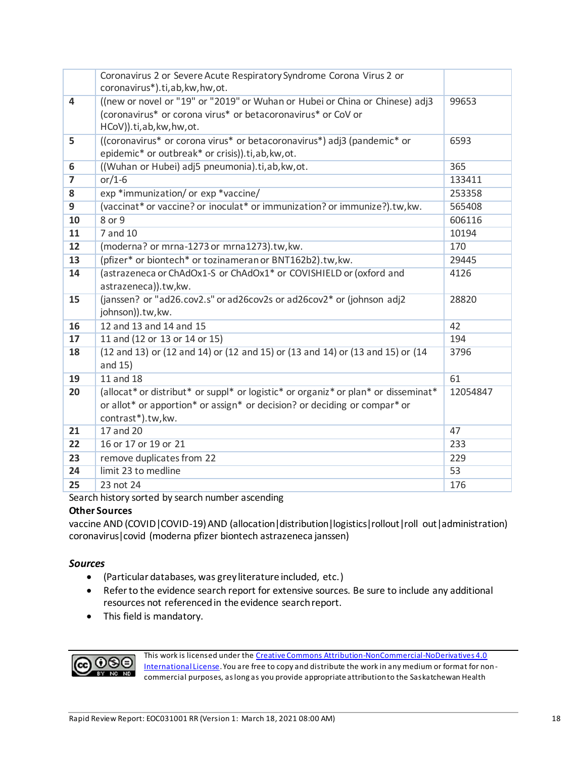| | | |
|---|---|---|
| | Coronavirus 2 or Severe Acute Respiratory Syndrome Corona Virus 2 or coronavirus*).ti,ab,kw,hw,ot. | |
| **4** | ((new or novel or "19" or "2019" or Wuhan or Hubei or China or Chinese) adj3 (coronavirus* or corona virus* or betacoronavirus* or CoV or HCoV)).ti,ab,kw,hw,ot. | 99653 |
| **5** | ((coronavirus* or corona virus* or betacoronavirus*) adj3 (pandemic* or epidemic* or outbreak* or crisis)).ti,ab,kw,ot. | 6593 |
| **6** | ((Wuhan or Hubei) adj5 pneumonia).ti,ab,kw,ot. | 365 |
| **7** | or/1-6 | 133411 |
| **8** | exp *immunization/ or exp *vaccine/ | 253358 |
| **9** | (vaccinat* or vaccine? or inoculat* or immunization? or immunize?).tw,kw. | 565408 |
| **10** | 8 or 9 | 606116 |
| **11** | 7 and 10 | 10194 |
| **12** | (moderna? or mrna-1273 or mrna1273).tw,kw. | 170 |
| **13** | (pfizer* or biontech* or tozinameran or BNT162b2).tw,kw. | 29445 |
| **14** | (astrazeneca or ChAdOx1-S or ChAdOx1* or COVISHIELD or (oxford and astrazeneca)).tw,kw. | 4126 |
| **15** | (janssen? or "ad26.cov2.s" or ad26cov2s or ad26cov2* or (johnson adj2 johnson)).tw,kw. | 28820 |
| **16** | 12 and 13 and 14 and 15 | 42 |
| **17** | 11 and (12 or 13 or 14 or 15) | 194 |
| **18** | (12 and 13) or (12 and 14) or (12 and 15) or (13 and 14) or (13 and 15) or (14 and 15) | 3796 |
| **19** | 11 and 18 | 61 |
| **20** | (allocat* or distribut* or suppl* or logistic* or organiz* or plan* or disseminat* or allot* or apportion* or assign* or decision? or deciding or compar* or contrast*).tw,kw. | 12054847 |
| **21** | 17 and 20 | 47 |
| **22** | 16 or 17 or 19 or 21 | 233 |
| **23** | remove duplicates from 22 | 229 |
| **24** | limit 23 to medline | 53 |
| **25** | 23 not 24 | 176 |

Search history sorted by search number ascending

**Other Sources**

vaccine AND (COVID|COVID-19) AND (allocation|distribution|logistics|rollout|roll out|administration)
coronavirus|covid (moderna pfizer biontech astrazeneca janssen)

### *Sources*

- (Particular databases, was grey literature included, etc.)
- Refer to the evidence search report for extensive sources. Be sure to include any additional resources not referenced in the evidence search report.
- This field is mandatory.

This work is licensed under the Creative Commons Attribution-NonCommercial-NoDerivatives 4.0 International License. You are free to copy and distribute the work in any medium or format for non-commercial purposes, as long as you provide appropriate attribution to the Saskatchewan Health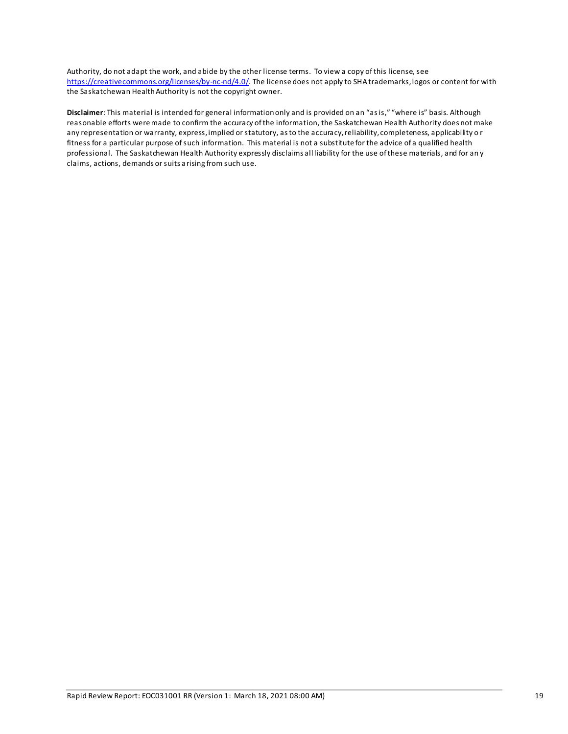Authority, do not adapt the work, and abide by the other license terms. To view a copy of this license, see [https://creativecommons.org/licenses/by-nc-nd/4.0/](https://creativecommons.org/licenses/by-nc-nd/4.0/). The license does not apply to SHA trademarks, logos or content for with the Saskatchewan Health Authority is not the copyright owner.

**Disclaimer**: This material is intended for general information only and is provided on an "as is," "where is" basis. Although reasonable efforts were made to confirm the accuracy of the information, the Saskatchewan Health Authority does not make any representation or warranty, express, implied or statutory, as to the accuracy, reliability, completeness, applicability or fitness for a particular purpose of such information. This material is not a substitute for the advice of a qualified health professional. The Saskatchewan Health Authority expressly disclaims all liability for the use of these materials, and for any claims, actions, demands or suits arising from such use.